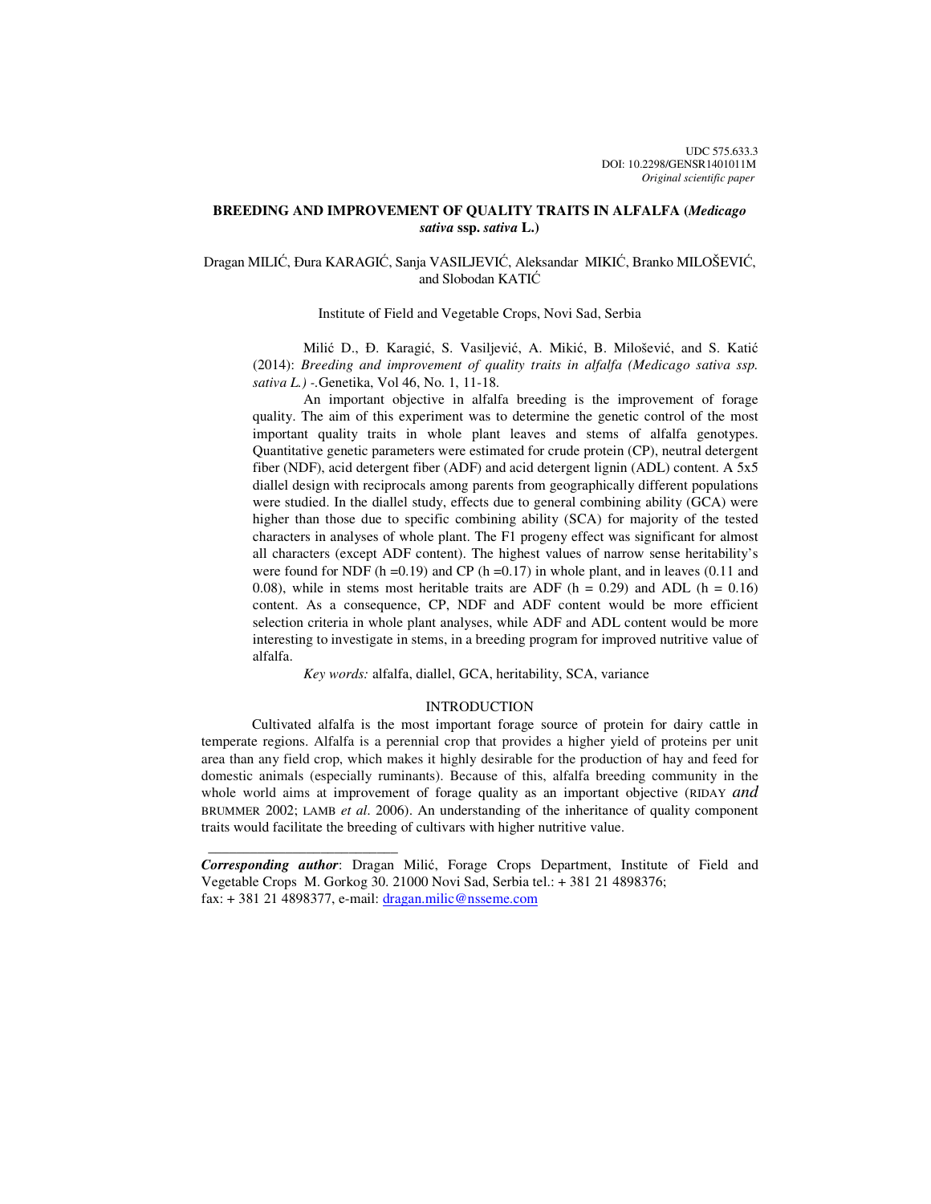UDC 575.633.3
DOI: 10.2298/GENSR1401011M
*Original scientific paper*

# BREEDING AND IMPROVEMENT OF QUALITY TRAITS IN ALFALFA (*Medicago sativa* ssp. *sativa* L.)

Dragan MILIĆ, Đura KARAGIĆ, Sanja VASILJEVIĆ, Aleksandar MIKIĆ, Branko MILOŠEVIĆ, and Slobodan KATIĆ

Institute of Field and Vegetable Crops, Novi Sad, Serbia

Milić D., Đ. Karagić, S. Vasiljević, A. Mikić, B. Milošević, and S. Katić (2014): *Breeding and improvement of quality traits in alfalfa (Medicago sativa ssp. sativa L.)* -.Genetika, Vol 46, No. 1, 11-18.

An important objective in alfalfa breeding is the improvement of forage quality. The aim of this experiment was to determine the genetic control of the most important quality traits in whole plant leaves and stems of alfalfa genotypes. Quantitative genetic parameters were estimated for crude protein (CP), neutral detergent fiber (NDF), acid detergent fiber (ADF) and acid detergent lignin (ADL) content. A 5x5 diallel design with reciprocals among parents from geographically different populations were studied. In the diallel study, effects due to general combining ability (GCA) were higher than those due to specific combining ability (SCA) for majority of the tested characters in analyses of whole plant. The F1 progeny effect was significant for almost all characters (except ADF content). The highest values of narrow sense heritability's were found for NDF (h =0.19) and CP (h =0.17) in whole plant, and in leaves (0.11 and 0.08), while in stems most heritable traits are ADF (h = 0.29) and ADL (h = 0.16) content. As a consequence, CP, NDF and ADF content would be more efficient selection criteria in whole plant analyses, while ADF and ADL content would be more interesting to investigate in stems, in a breeding program for improved nutritive value of alfalfa.

*Key words:* alfalfa, diallel, GCA, heritability, SCA, variance

## INTRODUCTION

Cultivated alfalfa is the most important forage source of protein for dairy cattle in temperate regions. Alfalfa is a perennial crop that provides a higher yield of proteins per unit area than any field crop, which makes it highly desirable for the production of hay and feed for domestic animals (especially ruminants). Because of this, alfalfa breeding community in the whole world aims at improvement of forage quality as an important objective (RIDAY *and* BRUMMER 2002; LAMB *et al*. 2006). An understanding of the inheritance of quality component traits would facilitate the breeding of cultivars with higher nutritive value.

---

***Corresponding author***: Dragan Milić, Forage Crops Department, Institute of Field and Vegetable Crops M. Gorkog 30. 21000 Novi Sad, Serbia tel.: + 381 21 4898376; fax: + 381 21 4898377, e-mail: dragan.milic@nsseme.com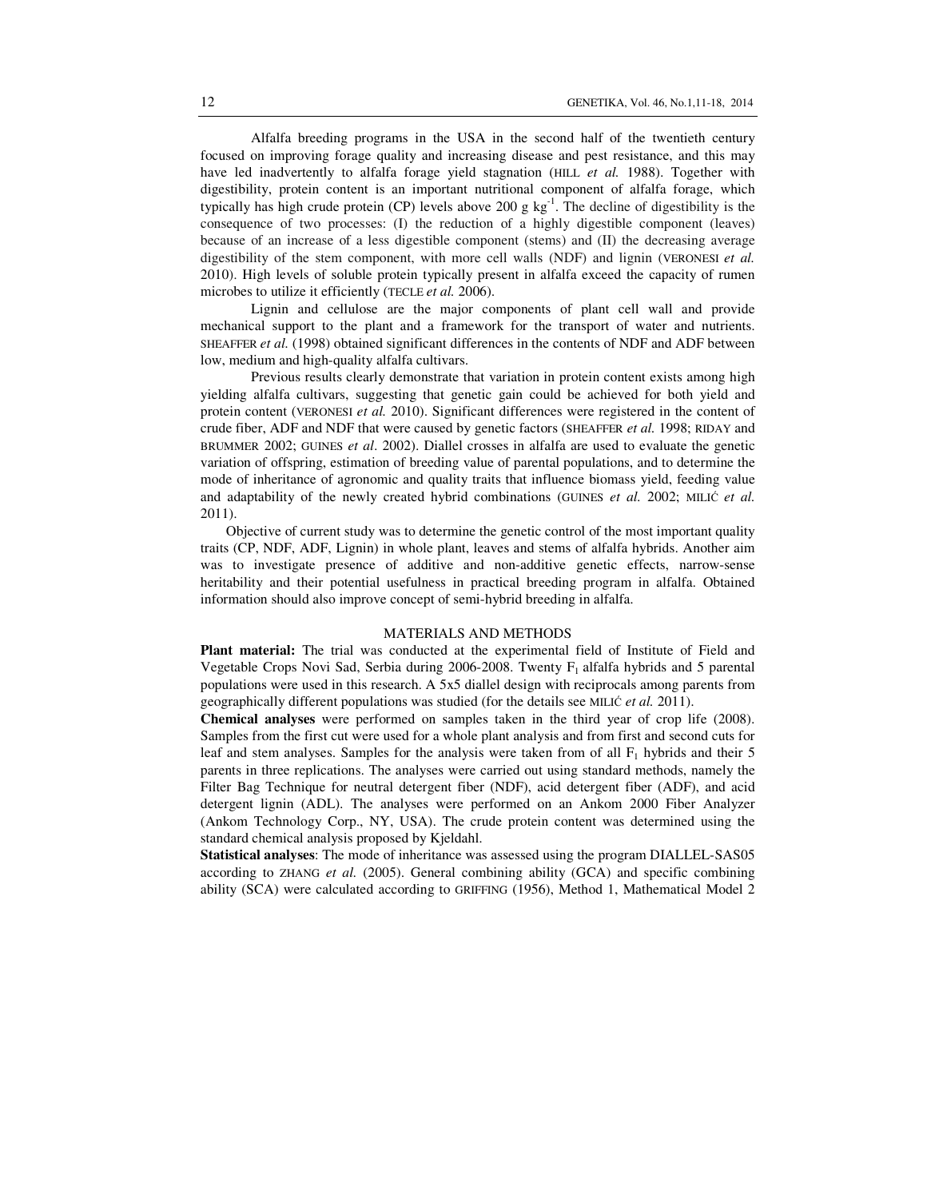Alfalfa breeding programs in the USA in the second half of the twentieth century focused on improving forage quality and increasing disease and pest resistance, and this may have led inadvertently to alfalfa forage yield stagnation (HILL *et al.* 1988). Together with digestibility, protein content is an important nutritional component of alfalfa forage, which typically has high crude protein (CP) levels above 200 g $kg^{-1}$. The decline of digestibility is the consequence of two processes: (I) the reduction of a highly digestible component (leaves) because of an increase of a less digestible component (stems) and (II) the decreasing average digestibility of the stem component, with more cell walls (NDF) and lignin (VERONESI *et al.* 2010). High levels of soluble protein typically present in alfalfa exceed the capacity of rumen microbes to utilize it efficiently (TECLE *et al.* 2006).

Lignin and cellulose are the major components of plant cell wall and provide mechanical support to the plant and a framework for the transport of water and nutrients. SHEAFFER *et al.* (1998) obtained significant differences in the contents of NDF and ADF between low, medium and high-quality alfalfa cultivars.

Previous results clearly demonstrate that variation in protein content exists among high yielding alfalfa cultivars, suggesting that genetic gain could be achieved for both yield and protein content (VERONESI *et al.* 2010). Significant differences were registered in the content of crude fiber, ADF and NDF that were caused by genetic factors (SHEAFFER *et al.* 1998; RIDAY and BRUMMER 2002; GUINES *et al*. 2002). Diallel crosses in alfalfa are used to evaluate the genetic variation of offspring, estimation of breeding value of parental populations, and to determine the mode of inheritance of agronomic and quality traits that influence biomass yield, feeding value and adaptability of the newly created hybrid combinations (GUINES *et al.* 2002; MILIĆ *et al.* 2011).

Objective of current study was to determine the genetic control of the most important quality traits (CP, NDF, ADF, Lignin) in whole plant, leaves and stems of alfalfa hybrids. Another aim was to investigate presence of additive and non-additive genetic effects, narrow-sense heritability and their potential usefulness in practical breeding program in alfalfa. Obtained information should also improve concept of semi-hybrid breeding in alfalfa.

## MATERIALS AND METHODS

**Plant material:** The trial was conducted at the experimental field of Institute of Field and Vegetable Crops Novi Sad, Serbia during 2006-2008. Twenty $F_1$ alfalfa hybrids and 5 parental populations were used in this research. A 5x5 diallel design with reciprocals among parents from geographically different populations was studied (for the details see MILIĆ *et al.* 2011).

**Chemical analyses** were performed on samples taken in the third year of crop life (2008). Samples from the first cut were used for a whole plant analysis and from first and second cuts for leaf and stem analyses. Samples for the analysis were taken from of all $F_1$ hybrids and their 5 parents in three replications. The analyses were carried out using standard methods, namely the Filter Bag Technique for neutral detergent fiber (NDF), acid detergent fiber (ADF), and acid detergent lignin (ADL). The analyses were performed on an Ankom 2000 Fiber Analyzer (Ankom Technology Corp., NY, USA). The crude protein content was determined using the standard chemical analysis proposed by Kjeldahl.

**Statistical analyses**: The mode of inheritance was assessed using the program DIALLEL-SAS05 according to ZHANG *et al.* (2005). General combining ability (GCA) and specific combining ability (SCA) were calculated according to GRIFFING (1956), Method 1, Mathematical Model 2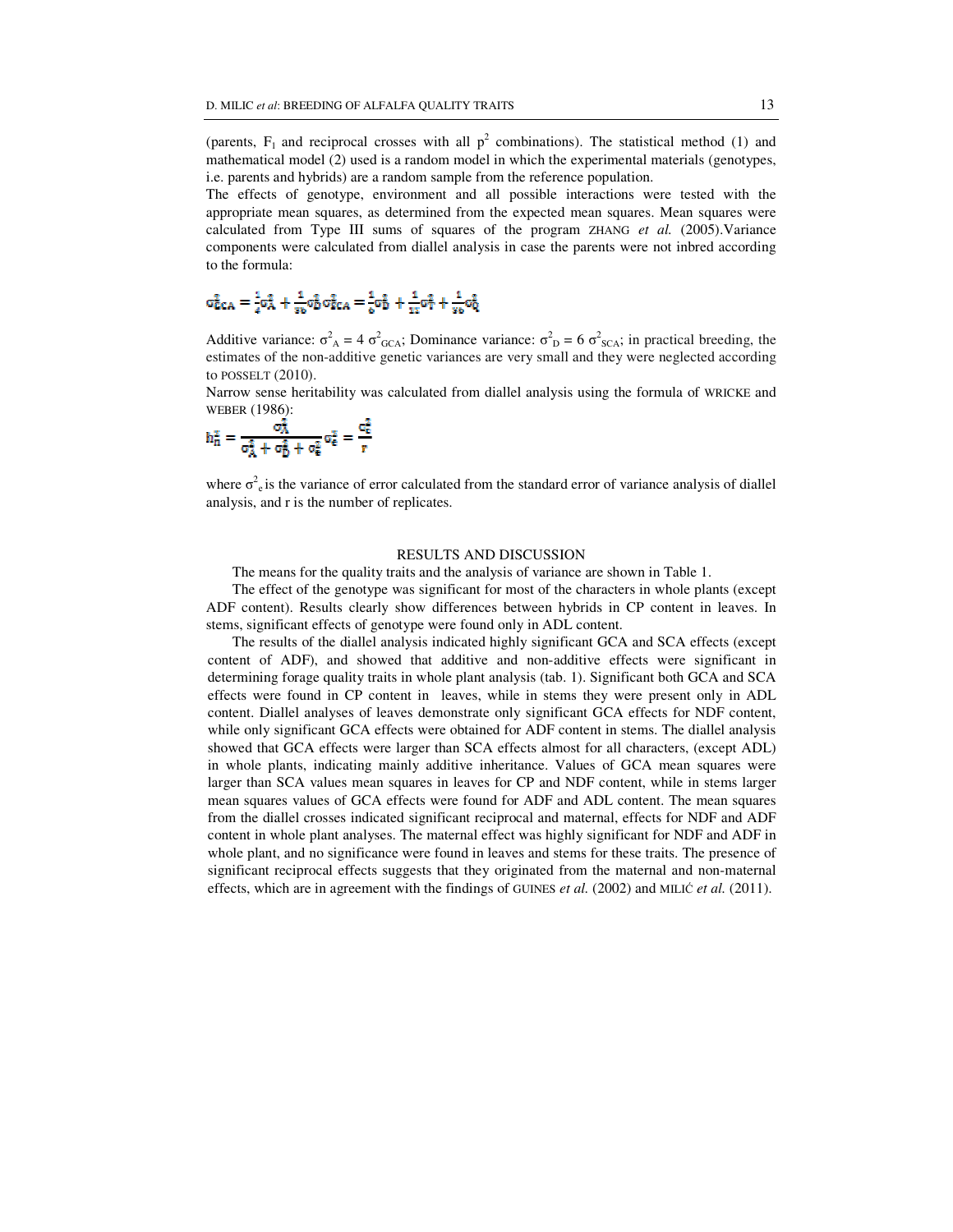(parents, $F_1$ and reciprocal crosses with all $p^2$ combinations). The statistical method (1) and mathematical model (2) used is a random model in which the experimental materials (genotypes, i.e. parents and hybrids) are a random sample from the reference population.

The effects of genotype, environment and all possible interactions were tested with the appropriate mean squares, as determined from the expected mean squares. Mean squares were calculated from Type III sums of squares of the program ZHANG *et al.* (2005).Variance components were calculated from diallel analysis in case the parents were not inbred according to the formula:

$$\sigma^2_{GCA} = \frac{1}{4}\sigma^2_A + \frac{1}{16}\sigma^2_D \sigma^2_{SCA} = \frac{1}{6}\sigma^2_D + \frac{1}{12}\sigma^2_T + \frac{1}{36}\sigma^2_Q$$

Additive variance: $\sigma^2_A = 4\ \sigma^2_{GCA}$; Dominance variance: $\sigma^2_D = 6\ \sigma^2_{SCA}$; in practical breeding, the estimates of the non-additive genetic variances are very small and they were neglected according to POSSELT (2010).

Narrow sense heritability was calculated from diallel analysis using the formula of WRICKE and WEBER (1986):

$$h^2_n = \frac{\sigma^2_A}{\sigma^2_A + \sigma^2_D + \sigma^2_E} \sigma^2_E = \frac{\sigma^2_e}{r}$$

where $\sigma^2_e$ is the variance of error calculated from the standard error of variance analysis of diallel analysis, and r is the number of replicates.

## RESULTS AND DISCUSSION

The means for the quality traits and the analysis of variance are shown in Table 1.

The effect of the genotype was significant for most of the characters in whole plants (except ADF content). Results clearly show differences between hybrids in CP content in leaves. In stems, significant effects of genotype were found only in ADL content.

The results of the diallel analysis indicated highly significant GCA and SCA effects (except content of ADF), and showed that additive and non-additive effects were significant in determining forage quality traits in whole plant analysis (tab. 1). Significant both GCA and SCA effects were found in CP content in leaves, while in stems they were present only in ADL content. Diallel analyses of leaves demonstrate only significant GCA effects for NDF content, while only significant GCA effects were obtained for ADF content in stems. The diallel analysis showed that GCA effects were larger than SCA effects almost for all characters, (except ADL) in whole plants, indicating mainly additive inheritance. Values of GCA mean squares were larger than SCA values mean squares in leaves for CP and NDF content, while in stems larger mean squares values of GCA effects were found for ADF and ADL content. The mean squares from the diallel crosses indicated significant reciprocal and maternal, effects for NDF and ADF content in whole plant analyses. The maternal effect was highly significant for NDF and ADF in whole plant, and no significance were found in leaves and stems for these traits. The presence of significant reciprocal effects suggests that they originated from the maternal and non-maternal effects, which are in agreement with the findings of GUINES *et al.* (2002) and MILIĆ *et al.* (2011).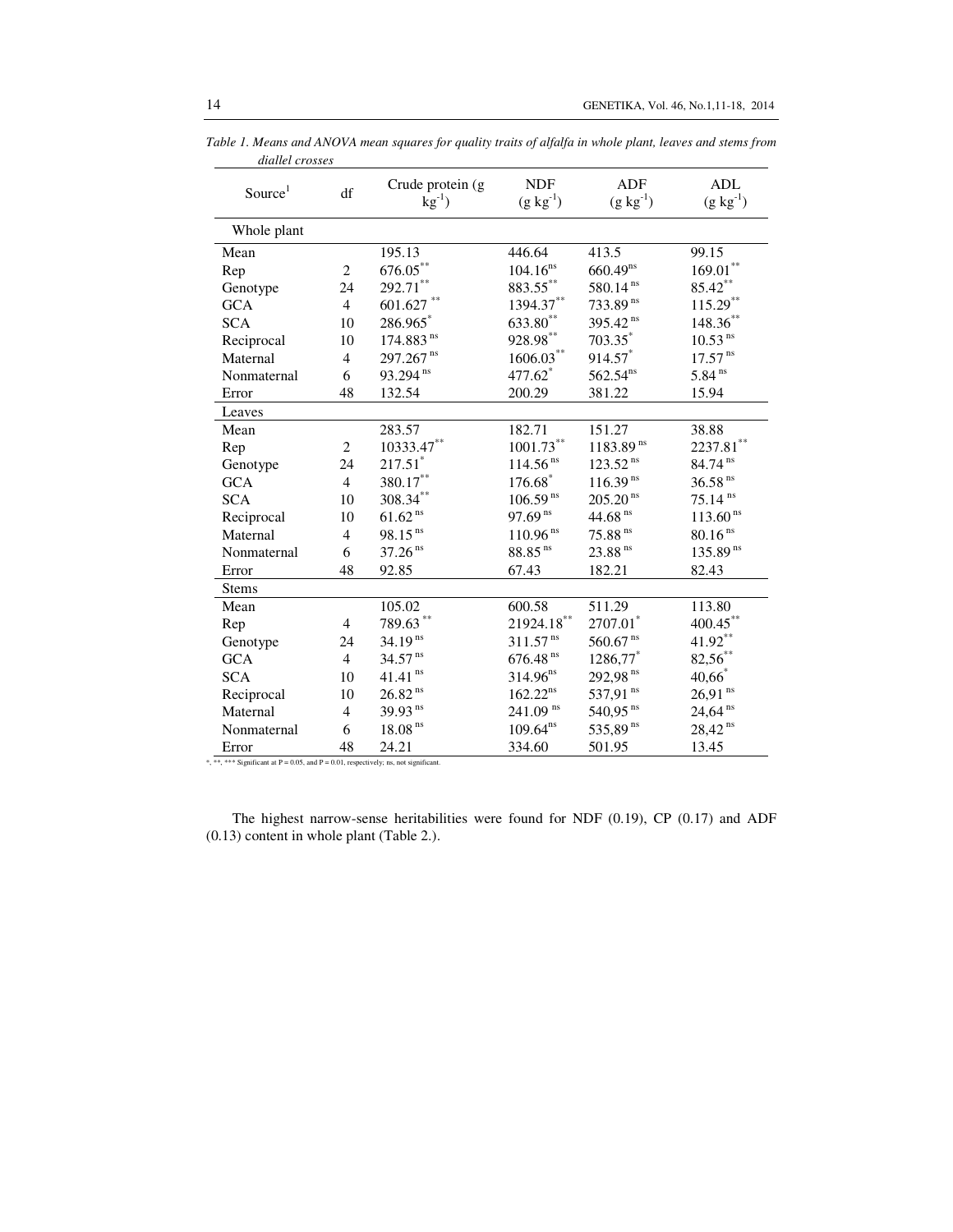*Table 1. Means and ANOVA mean squares for quality traits of alfalfa in whole plant, leaves and stems from diallel crosses*

| Source[1] | df | Crude protein ($g\ kg^{-1}$) | NDF ($g\ kg^{-1}$) | ADF ($g\ kg^{-1}$) | ADL ($g\ kg^{-1}$) |
|---|---|---|---|---|---|
| Whole plant | | | | | |
| Mean | | 195.13 | 446.64 | 413.5 | 99.15 |
| Rep | 2 | 676.05** | 104.16ns | 660.49ns | 169.01** |
| Genotype | 24 | 292.71** | 883.55** | 580.14 ns | 85.42** |
| GCA | 4 | 601.627 ** | 1394.37** | 733.89 ns | 115.29** |
| SCA | 10 | 286.965* | 633.80** | 395.42 ns | 148.36** |
| Reciprocal | 10 | 174.883 ns | 928.98** | 703.35* | 10.53 ns |
| Maternal | 4 | 297.267 ns | 1606.03** | 914.57* | 17.57 ns |
| Nonmaternal | 6 | 93.294 ns | 477.62* | 562.54ns | 5.84 ns |
| Error | 48 | 132.54 | 200.29 | 381.22 | 15.94 |
| Leaves | | | | | |
| Mean | | 283.57 | 182.71 | 151.27 | 38.88 |
| Rep | 2 | 10333.47** | 1001.73** | 1183.89 ns | 2237.81** |
| Genotype | 24 | 217.51* | 114.56 ns | 123.52 ns | 84.74 ns |
| GCA | 4 | 380.17** | 176.68* | 116.39 ns | 36.58 ns |
| SCA | 10 | 308.34** | 106.59 ns | 205.20 ns | 75.14 ns |
| Reciprocal | 10 | 61.62 ns | 97.69 ns | 44.68 ns | 113.60 ns |
| Maternal | 4 | 98.15 ns | 110.96 ns | 75.88 ns | 80.16 ns |
| Nonmaternal | 6 | 37.26 ns | 88.85 ns | 23.88 ns | 135.89 ns |
| Error | 48 | 92.85 | 67.43 | 182.21 | 82.43 |
| Stems | | | | | |
| Mean | | 105.02 | 600.58 | 511.29 | 113.80 |
| Rep | 4 | 789.63 ** | 21924.18** | 2707.01* | 400.45** |
| Genotype | 24 | 34.19 ns | 311.57 ns | 560.67 ns | 41.92** |
| GCA | 4 | 34.57 ns | 676.48 ns | 1286,77* | 82,56** |
| SCA | 10 | 41.41 ns | 314.96ns | 292,98 ns | 40,66* |
| Reciprocal | 10 | 26.82 ns | 162.22ns | 537,91 ns | 26,91 ns |
| Maternal | 4 | 39.93 ns | 241.09 ns | 540,95 ns | 24,64 ns |
| Nonmaternal | 6 | 18.08 ns | 109.64ns | 535,89 ns | 28,42 ns |
| Error | 48 | 24.21 | 334.60 | 501.95 | 13.45 |

*, **, *** Significant at P = 0.05, and P = 0.01, respectively; ns, not significant.

The highest narrow-sense heritabilities were found for NDF (0.19), CP (0.17) and ADF (0.13) content in whole plant (Table 2.).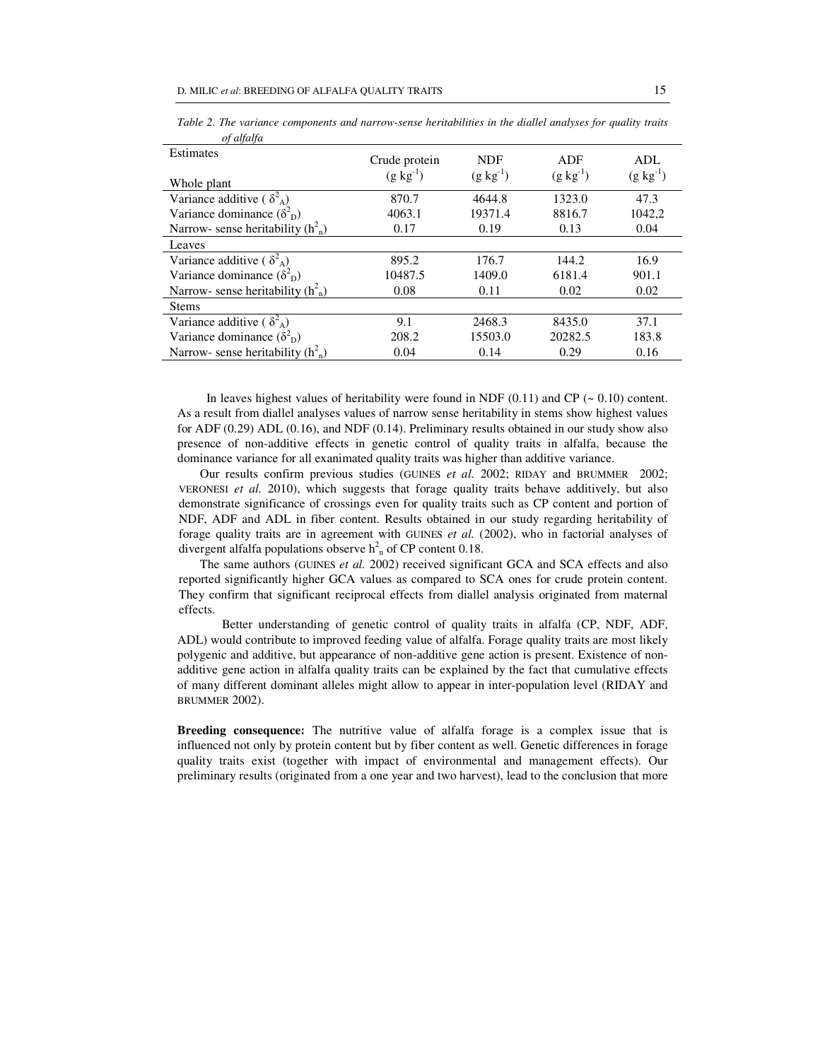*Table 2. The variance components and narrow-sense heritabilities in the diallel analyses for quality traits of alfalfa*

| Estimates<br>Whole plant | Crude protein ($g\ kg^{-1}$) | NDF ($g\ kg^{-1}$) | ADF ($g\ kg^{-1}$) | ADL ($g\ kg^{-1}$) |
|---|---|---|---|---|
| Variance additive ( $\delta^2_A$) | 870.7 | 4644.8 | 1323.0 | 47.3 |
| Variance dominance ($\delta^2_D$) | 4063.1 | 19371.4 | 8816.7 | 1042,2 |
| Narrow- sense heritability ($h^2_n$) | 0.17 | 0.19 | 0.13 | 0.04 |
| Leaves | | | | |
| Variance additive ( $\delta^2_A$) | 895.2 | 176.7 | 144.2 | 16.9 |
| Variance dominance ($\delta^2_D$) | 10487.5 | 1409.0 | 6181.4 | 901.1 |
| Narrow- sense heritability ($h^2_n$) | 0.08 | 0.11 | 0.02 | 0.02 |
| Stems | | | | |
| Variance additive ( $\delta^2_A$) | 9.1 | 2468.3 | 8435.0 | 37.1 |
| Variance dominance ($\delta^2_D$) | 208.2 | 15503.0 | 20282.5 | 183.8 |
| Narrow- sense heritability ($h^2_n$) | 0.04 | 0.14 | 0.29 | 0.16 |

In leaves highest values of heritability were found in NDF (0.11) and CP (~ 0.10) content. As a result from diallel analyses values of narrow sense heritability in stems show highest values for ADF (0.29) ADL (0.16), and NDF (0.14). Preliminary results obtained in our study show also presence of non-additive effects in genetic control of quality traits in alfalfa, because the dominance variance for all exanimated quality traits was higher than additive variance.

Our results confirm previous studies (GUINES *et al.* 2002; RIDAY and BRUMMER 2002; VERONESI *et al.* 2010), which suggests that forage quality traits behave additively, but also demonstrate significance of crossings even for quality traits such as CP content and portion of NDF, ADF and ADL in fiber content. Results obtained in our study regarding heritability of forage quality traits are in agreement with GUINES *et al.* (2002), who in factorial analyses of divergent alfalfa populations observe $h^2_n$ of CP content 0.18.

The same authors (GUINES *et al.* 2002) received significant GCA and SCA effects and also reported significantly higher GCA values as compared to SCA ones for crude protein content. They confirm that significant reciprocal effects from diallel analysis originated from maternal effects.

Better understanding of genetic control of quality traits in alfalfa (CP, NDF, ADF, ADL) would contribute to improved feeding value of alfalfa. Forage quality traits are most likely polygenic and additive, but appearance of non-additive gene action is present. Existence of non-additive gene action in alfalfa quality traits can be explained by the fact that cumulative effects of many different dominant alleles might allow to appear in inter-population level (RIDAY and BRUMMER 2002).

**Breeding consequence:** The nutritive value of alfalfa forage is a complex issue that is influenced not only by protein content but by fiber content as well. Genetic differences in forage quality traits exist (together with impact of environmental and management effects). Our preliminary results (originated from a one year and two harvest), lead to the conclusion that more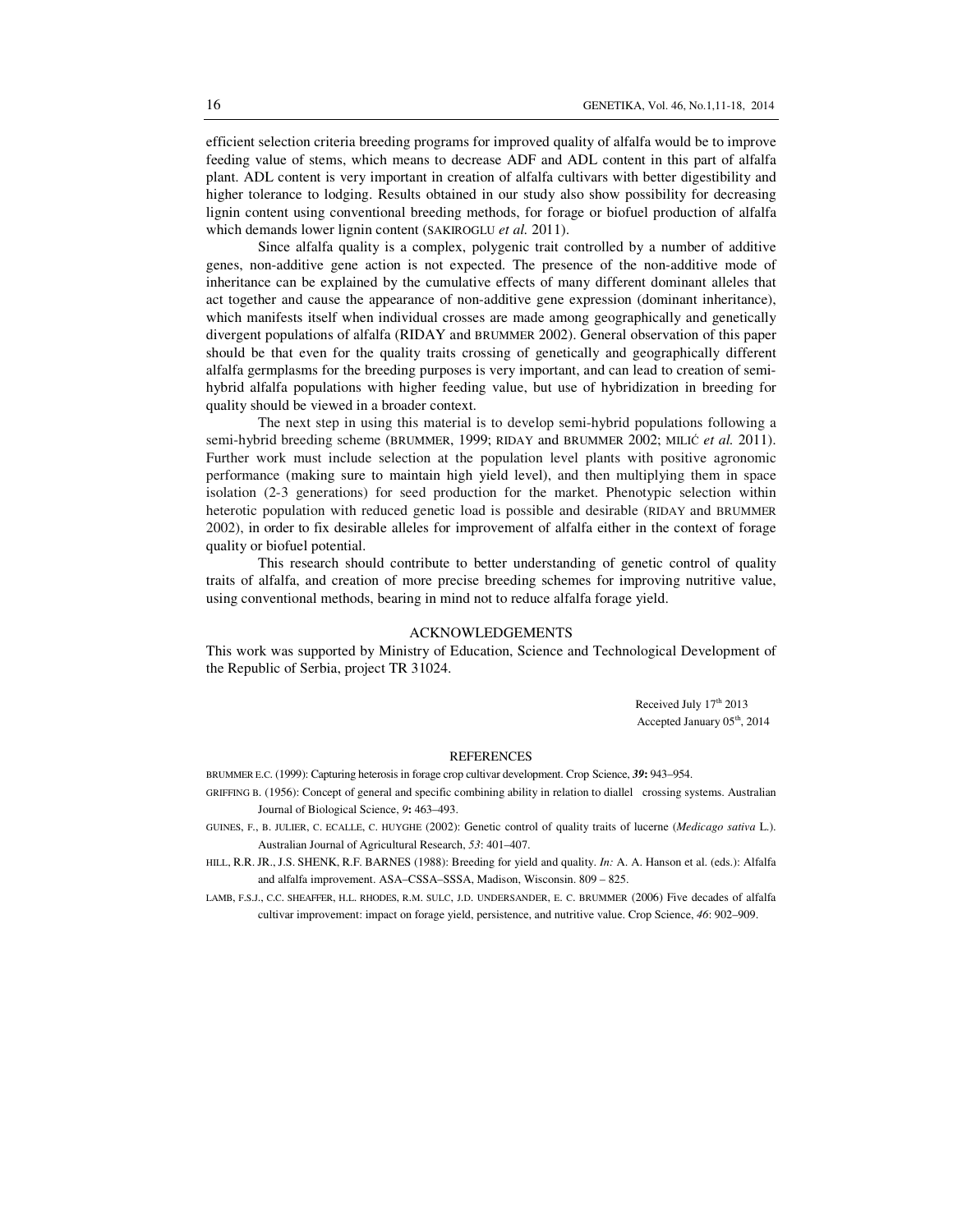efficient selection criteria breeding programs for improved quality of alfalfa would be to improve feeding value of stems, which means to decrease ADF and ADL content in this part of alfalfa plant. ADL content is very important in creation of alfalfa cultivars with better digestibility and higher tolerance to lodging. Results obtained in our study also show possibility for decreasing lignin content using conventional breeding methods, for forage or biofuel production of alfalfa which demands lower lignin content (SAKIROGLU *et al.* 2011).

Since alfalfa quality is a complex, polygenic trait controlled by a number of additive genes, non-additive gene action is not expected. The presence of the non-additive mode of inheritance can be explained by the cumulative effects of many different dominant alleles that act together and cause the appearance of non-additive gene expression (dominant inheritance), which manifests itself when individual crosses are made among geographically and genetically divergent populations of alfalfa (RIDAY and BRUMMER 2002). General observation of this paper should be that even for the quality traits crossing of genetically and geographically different alfalfa germplasms for the breeding purposes is very important, and can lead to creation of semi-hybrid alfalfa populations with higher feeding value, but use of hybridization in breeding for quality should be viewed in a broader context.

The next step in using this material is to develop semi-hybrid populations following a semi-hybrid breeding scheme (BRUMMER, 1999; RIDAY and BRUMMER 2002; MILIĆ *et al.* 2011). Further work must include selection at the population level plants with positive agronomic performance (making sure to maintain high yield level), and then multiplying them in space isolation (2-3 generations) for seed production for the market. Phenotypic selection within heterotic population with reduced genetic load is possible and desirable (RIDAY and BRUMMER 2002), in order to fix desirable alleles for improvement of alfalfa either in the context of forage quality or biofuel potential.

This research should contribute to better understanding of genetic control of quality traits of alfalfa, and creation of more precise breeding schemes for improving nutritive value, using conventional methods, bearing in mind not to reduce alfalfa forage yield.

## ACKNOWLEDGEMENTS

This work was supported by Ministry of Education, Science and Technological Development of the Republic of Serbia, project TR 31024.

Received July 17th 2013
Accepted January 05th, 2014

## REFERENCES

BRUMMER E.C. (1999): Capturing heterosis in forage crop cultivar development. Crop Science, ***39*:** 943–954.

GRIFFING B. (1956): Concept of general and specific combining ability in relation to diallel crossing systems. Australian Journal of Biological Science, *9***:** 463–493.

GUINES, F., B. JULIER, C. ECALLE, C. HUYGHE (2002): Genetic control of quality traits of lucerne (*Medicago sativa* L.). Australian Journal of Agricultural Research, *53*: 401–407.

HILL, R.R. JR., J.S. SHENK, R.F. BARNES (1988): Breeding for yield and quality. *In:* A. A. Hanson et al. (eds.): Alfalfa and alfalfa improvement. ASA–CSSA–SSSA, Madison, Wisconsin. 809 – 825.

LAMB, F.S.J., C.C. SHEAFFER, H.L. RHODES, R.M. SULC, J.D. UNDERSANDER, E. C. BRUMMER (2006) Five decades of alfalfa cultivar improvement: impact on forage yield, persistence, and nutritive value. Crop Science, *46*: 902–909.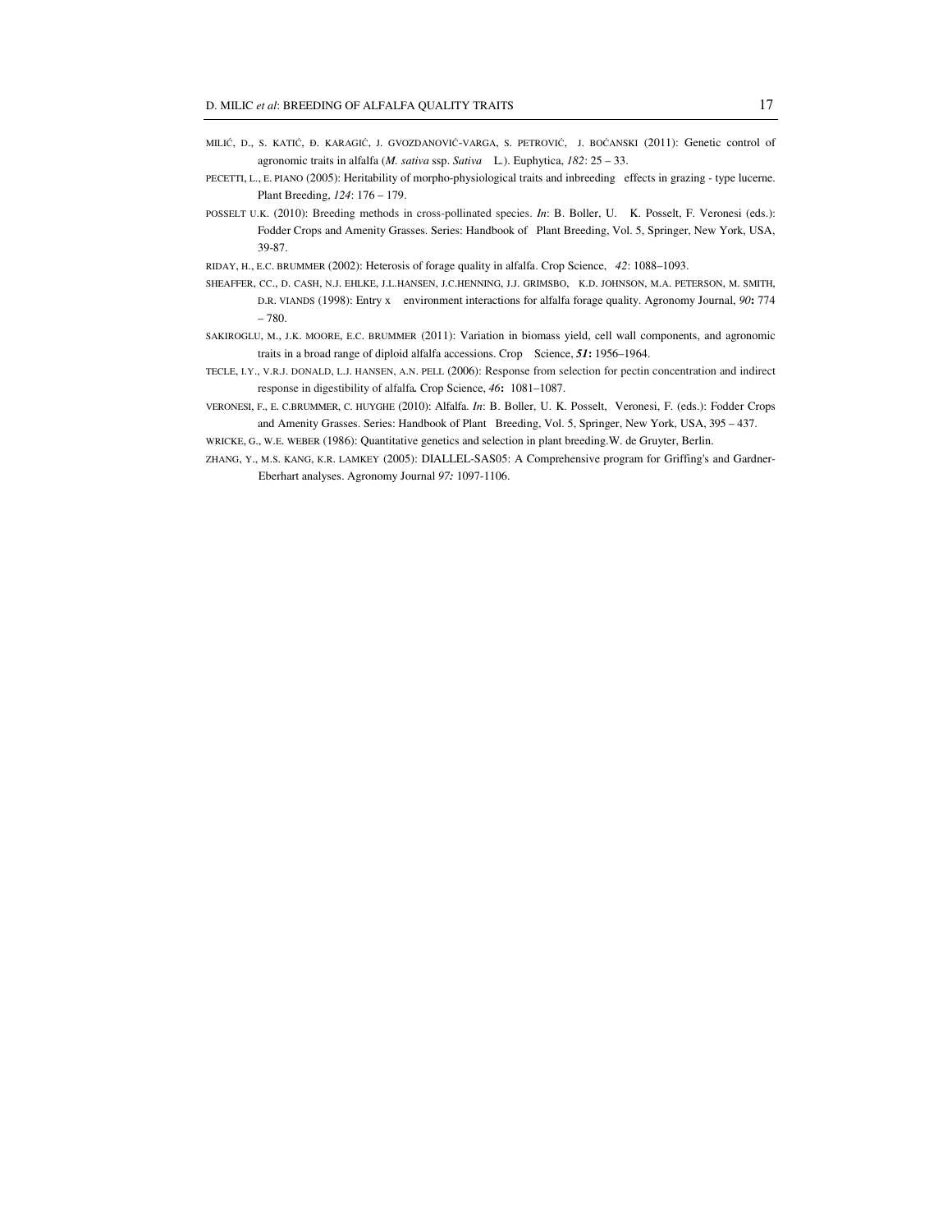MILIĆ, D., S. KATIĆ, Đ. KARAGIĆ, J. GVOZDANOVIĆ-VARGA, S. PETROVIĆ, J. BOĆANSKI (2011): Genetic control of agronomic traits in alfalfa (*M. sativa* ssp. *Sativa* L.). Euphytica, *182*: 25 – 33.

PECETTI, L., E. PIANO (2005): Heritability of morpho-physiological traits and inbreeding effects in grazing - type lucerne. Plant Breeding, *124*: 176 – 179.

POSSELT U.K. (2010): Breeding methods in cross-pollinated species. *In*: B. Boller, U. K. Posselt, F. Veronesi (eds.): Fodder Crops and Amenity Grasses. Series: Handbook of Plant Breeding, Vol. 5, Springer, New York, USA, 39-87.

RIDAY, H., E.C. BRUMMER (2002): Heterosis of forage quality in alfalfa. Crop Science, *42*: 1088–1093.

SHEAFFER, CC., D. CASH, N.J. EHLKE, J.L.HANSEN, J.C.HENNING, J.J. GRIMSBO, K.D. JOHNSON, M.A. PETERSON, M. SMITH, D.R. VIANDS (1998): Entry x environment interactions for alfalfa forage quality. Agronomy Journal, *90***:** 774 – 780.

SAKIROGLU, M., J.K. MOORE, E.C. BRUMMER (2011): Variation in biomass yield, cell wall components, and agronomic traits in a broad range of diploid alfalfa accessions. Crop Science, ***51*****:** 1956–1964.

TECLE, I.Y., V.R.J. DONALD, L.J. HANSEN, A.N. PELL (2006): Response from selection for pectin concentration and indirect response in digestibility of alfalfa**.** Crop Science, *46***:** 1081–1087.

VERONESI, F., E. C.BRUMMER, C. HUYGHE (2010): Alfalfa. *In*: B. Boller, U. K. Posselt, Veronesi, F. (eds.): Fodder Crops and Amenity Grasses. Series: Handbook of Plant Breeding, Vol. 5, Springer, New York, USA, 395 – 437.

WRICKE, G., W.E. WEBER (1986): Quantitative genetics and selection in plant breeding.W. de Gruyter, Berlin.

ZHANG, Y., M.S. KANG, K.R. LAMKEY (2005): DIALLEL-SAS05: A Comprehensive program for Griffing's and Gardner-Eberhart analyses. Agronomy Journal *97:* 1097-1106.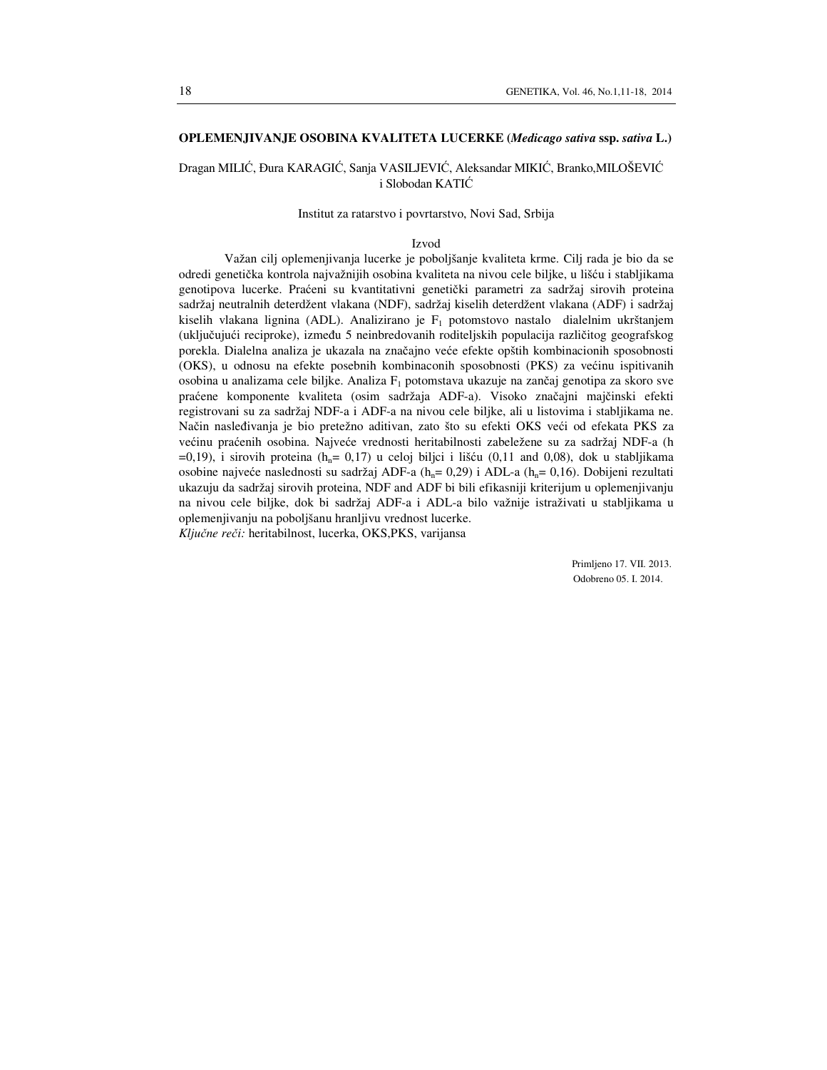**OPLEMENJIVANJE OSOBINA KVALITETA LUCERKE (*Medicago sativa* ssp. *sativa* L.)**

Dragan MILIĆ, Đura KARAGIĆ, Sanja VASILJEVIĆ, Aleksandar MIKIĆ, Branko,MILOŠEVIĆ i Slobodan KATIĆ

Institut za ratarstvo i povrtarstvo, Novi Sad, Srbija

Izvod

Važan cilj oplemenjivanja lucerke je poboljšanje kvaliteta krme. Cilj rada je bio da se odredi genetička kontrola najvažnijih osobina kvaliteta na nivou cele biljke, u lišću i stabljikama genotipova lucerke. Praćeni su kvantitativni genetički parametri za sadržaj sirovih proteina sadržaj neutralnih deterdžent vlakana (NDF), sadržaj kiselih deterdžent vlakana (ADF) i sadržaj kiselih vlakana lignina (ADL). Analizirano je $F_1$ potomstovo nastalo dialelnim ukrštanjem (uključujući reciproke), između 5 neinbredovanih roditeljskih populacija različitog geografskog porekla. Dialelna analiza je ukazala na značajno veće efekte opštih kombinacionih sposobnosti (OKS), u odnosu na efekte posebnih kombinaconih sposobnosti (PKS) za većinu ispitivanih osobina u analizama cele biljke. Analiza $F_1$ potomstava ukazuje na zančaj genotipa za skoro sve praćene komponente kvaliteta (osim sadržaja ADF-a). Visoko značajni majčinski efekti registrovani su za sadržaj NDF-a i ADF-a na nivou cele biljke, ali u listovima i stabljikama ne. Način nasleđivanja je bio pretežno aditivan, zato što su efekti OKS veći od efekata PKS za većinu praćenih osobina. Najveće vrednosti heritabilnosti zabeležene su za sadržaj NDF-a (h =0,19), i sirovih proteina ($h_n$= 0,17) u celoj biljci i lišću (0,11 and 0,08), dok u stabljikama osobine najveće naslednosti su sadržaj ADF-a ($h_n$= 0,29) i ADL-a ($h_n$= 0,16). Dobijeni rezultati ukazuju da sadržaj sirovih proteina, NDF and ADF bi bili efikasniji kriterijum u oplemenjivanju na nivou cele biljke, dok bi sadržaj ADF-a i ADL-a bilo važnije istraživati u stabljikama u oplemenjivanju na poboljšanu hranljivu vrednost lucerke.

*Ključne reči:* heritabilnost, lucerka, OKS,PKS, varijansa

Primljeno 17. VII. 2013.
Odobreno 05. I. 2014.